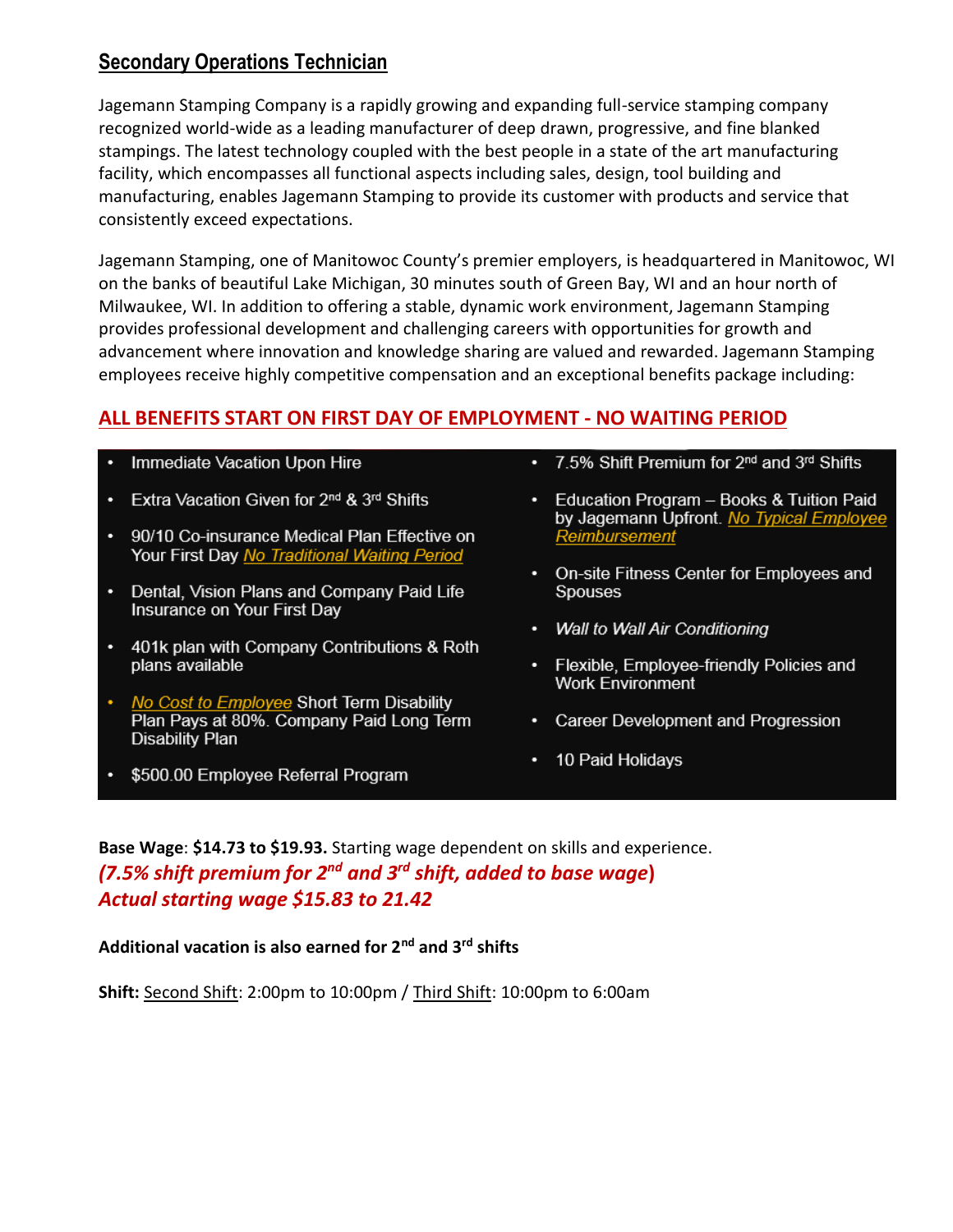## Secondary Operations Technician

Jagemann Stamping Company is a rapidly growing and expanding full-service stamping company recognized world-wide as a leading manufacturer of deep drawn, progressive, and fine blanked stampings. The latest technology coupled with the best people in a state of the art manufacturing facility, which encompasses all functional aspects including sales, design, tool building and manufacturing, enables Jagemann Stamping to provide its customer with products and service that consistently exceed expectations.

Jagemann Stamping, one of Manitowoc County's premier employers, is headquartered in Manitowoc, WI on the banks of beautiful Lake Michigan, 30 minutes south of Green Bay, WI and an hour north of Milwaukee, WI. In addition to offering a stable, dynamic work environment, Jagemann Stamping provides professional development and challenging careers with opportunities for growth and advancement where innovation and knowledge sharing are valued and rewarded. Jagemann Stamping employees receive highly competitive compensation and an exceptional benefits package including:

**ALL BENEFITS START ON FIRST DAY OF EMPLOYMENT - NO WAITING PERIOD**

- Immediate Vacation Upon Hire
- Extra Vacation Given for 2nd & 3rd Shifts
- 90/10 Co-insurance Medical Plan Effective on Your First Day *No Traditional Waiting Period*
- Dental, Vision Plans and Company Paid Life Insurance on Your First Day
- 401k plan with Company Contributions & Roth plans available
- *No Cost to Employee* Short Term Disability Plan Pays at 80%. Company Paid Long Term Disability Plan
- $500.00 Employee Referral Program
- 7.5% Shift Premium for 2nd and 3rd Shifts
- Education Program – Books & Tuition Paid by Jagemann Upfront. *No Typical Employee Reimbursement*
- On-site Fitness Center for Employees and Spouses
- *Wall to Wall Air Conditioning*
- Flexible, Employee-friendly Policies and Work Environment
- Career Development and Progression
- 10 Paid Holidays

**Base Wage**: **$14.73 to $19.93.** Starting wage dependent on skills and experience.
***(7.5% shift premium for 2nd and 3rd shift, added to base wage)***
***Actual starting wage $15.83 to 21.42***

**Additional vacation is also earned for 2nd and 3rd shifts**

**Shift:** Second Shift: 2:00pm to 10:00pm / Third Shift: 10:00pm to 6:00am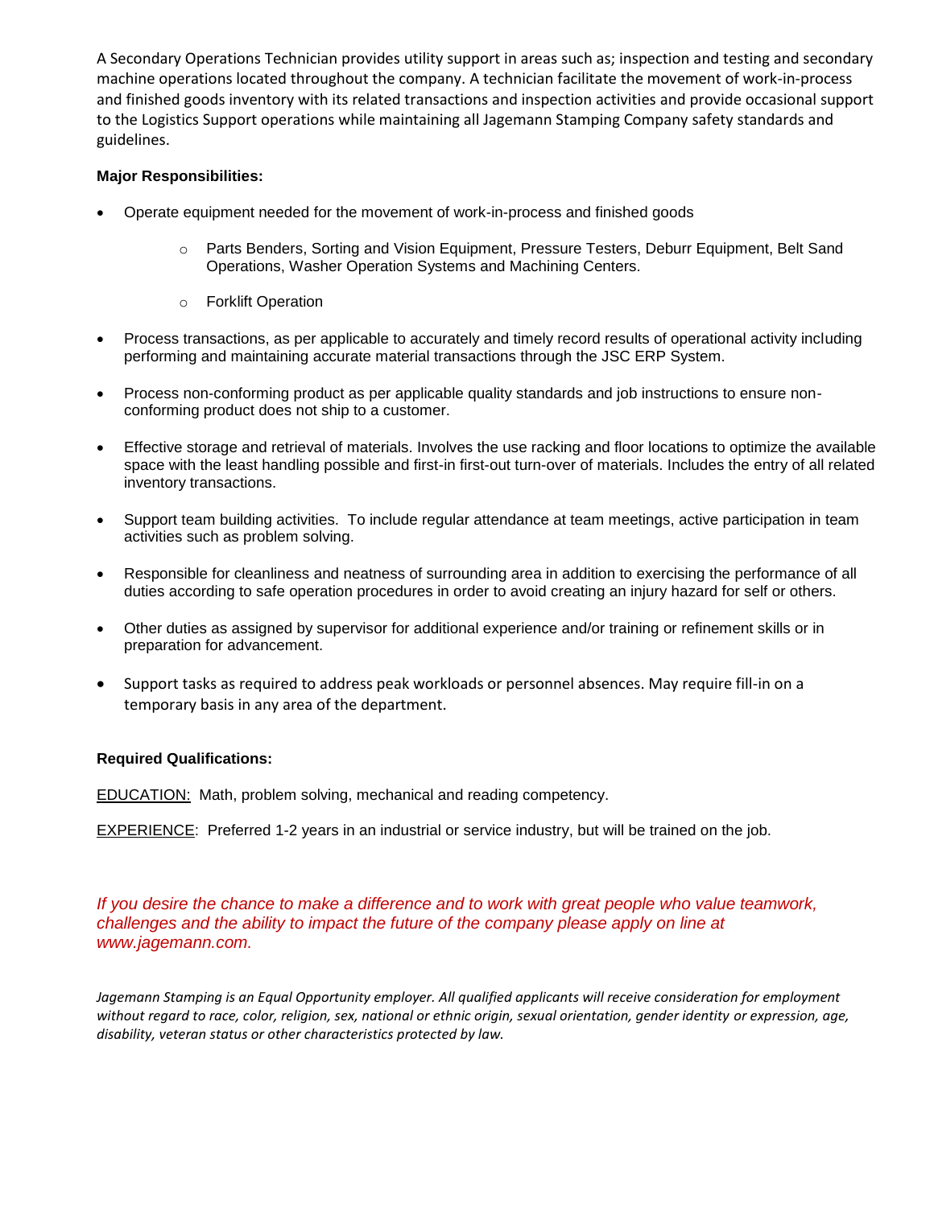A Secondary Operations Technician provides utility support in areas such as; inspection and testing and secondary machine operations located throughout the company. A technician facilitate the movement of work-in-process and finished goods inventory with its related transactions and inspection activities and provide occasional support to the Logistics Support operations while maintaining all Jagemann Stamping Company safety standards and guidelines.

**Major Responsibilities:**

- Operate equipment needed for the movement of work-in-process and finished goods
    - Parts Benders, Sorting and Vision Equipment, Pressure Testers, Deburr Equipment, Belt Sand Operations, Washer Operation Systems and Machining Centers.
    - Forklift Operation
- Process transactions, as per applicable to accurately and timely record results of operational activity including performing and maintaining accurate material transactions through the JSC ERP System.
- Process non-conforming product as per applicable quality standards and job instructions to ensure non-conforming product does not ship to a customer.
- Effective storage and retrieval of materials. Involves the use racking and floor locations to optimize the available space with the least handling possible and first-in first-out turn-over of materials. Includes the entry of all related inventory transactions.
- Support team building activities. To include regular attendance at team meetings, active participation in team activities such as problem solving.
- Responsible for cleanliness and neatness of surrounding area in addition to exercising the performance of all duties according to safe operation procedures in order to avoid creating an injury hazard for self or others.
- Other duties as assigned by supervisor for additional experience and/or training or refinement skills or in preparation for advancement.
- Support tasks as required to address peak workloads or personnel absences. May require fill-in on a temporary basis in any area of the department.

**Required Qualifications:**

<u>EDUCATION:</u> Math, problem solving, mechanical and reading competency.

<u>EXPERIENCE</u>: Preferred 1-2 years in an industrial or service industry, but will be trained on the job.

*If you desire the chance to make a difference and to work with great people who value teamwork, challenges and the ability to impact the future of the company please apply on line at www.jagemann.com.*

*Jagemann Stamping is an Equal Opportunity employer. All qualified applicants will receive consideration for employment without regard to race, color, religion, sex, national or ethnic origin, sexual orientation, gender identity or expression, age, disability, veteran status or other characteristics protected by law.*